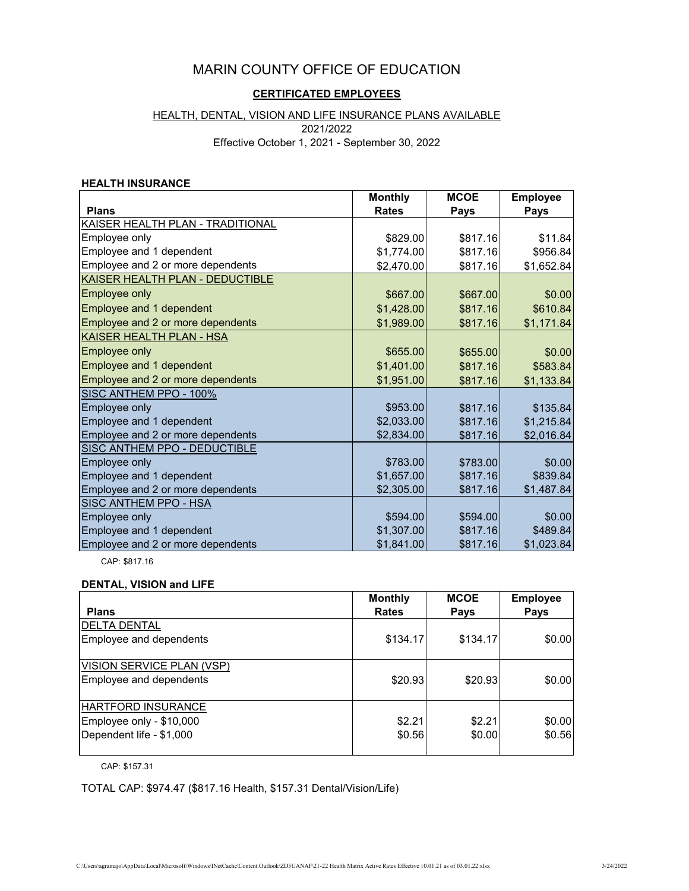# MARIN COUNTY OFFICE OF EDUCATION

## CERTIFICATED EMPLOYEES

HEALTH, DENTAL, VISION AND LIFE INSURANCE PLANS AVAILABLE

2021/2022

Effective October 1, 2021 - September 30, 2022

### HEALTH INSURANCE

| Plans | Monthly Rates | MCOE Pays | Employee Pays |
|---|---|---|---|
| KAISER HEALTH PLAN - TRADITIONAL | | | |
| Employee only | $829.00 | $817.16 | $11.84 |
| Employee and 1 dependent | $1,774.00 | $817.16 | $956.84 |
| Employee and 2 or more dependents | $2,470.00 | $817.16 | $1,652.84 |
| KAISER HEALTH PLAN - DEDUCTIBLE | | | |
| Employee only | $667.00 | $667.00 | $0.00 |
| Employee and 1 dependent | $1,428.00 | $817.16 | $610.84 |
| Employee and 2 or more dependents | $1,989.00 | $817.16 | $1,171.84 |
| KAISER HEALTH PLAN - HSA | | | |
| Employee only | $655.00 | $655.00 | $0.00 |
| Employee and 1 dependent | $1,401.00 | $817.16 | $583.84 |
| Employee and 2 or more dependents | $1,951.00 | $817.16 | $1,133.84 |
| SISC ANTHEM PPO - 100% | | | |
| Employee only | $953.00 | $817.16 | $135.84 |
| Employee and 1 dependent | $2,033.00 | $817.16 | $1,215.84 |
| Employee and 2 or more dependents | $2,834.00 | $817.16 | $2,016.84 |
| SISC ANTHEM PPO - DEDUCTIBLE | | | |
| Employee only | $783.00 | $783.00 | $0.00 |
| Employee and 1 dependent | $1,657.00 | $817.16 | $839.84 |
| Employee and 2 or more dependents | $2,305.00 | $817.16 | $1,487.84 |
| SISC ANTHEM PPO - HSA | | | |
| Employee only | $594.00 | $594.00 | $0.00 |
| Employee and 1 dependent | $1,307.00 | $817.16 | $489.84 |
| Employee and 2 or more dependents | $1,841.00 | $817.16 | $1,023.84 |

CAP: $817.16

### DENTAL, VISION and LIFE

| Plans | Monthly Rates | MCOE Pays | Employee Pays |
|---|---|---|---|
| DELTA DENTAL | | | |
| Employee and dependents | $134.17 | $134.17 | $0.00 |
| VISION SERVICE PLAN (VSP) | | | |
| Employee and dependents | $20.93 | $20.93 | $0.00 |
| HARTFORD INSURANCE | | | |
| Employee only - $10,000 | $2.21 | $2.21 | $0.00 |
| Dependent life - $1,000 | $0.56 | $0.00 | $0.56 |

CAP: $157.31

TOTAL CAP: $974.47 ($817.16 Health, $157.31 Dental/Vision/Life)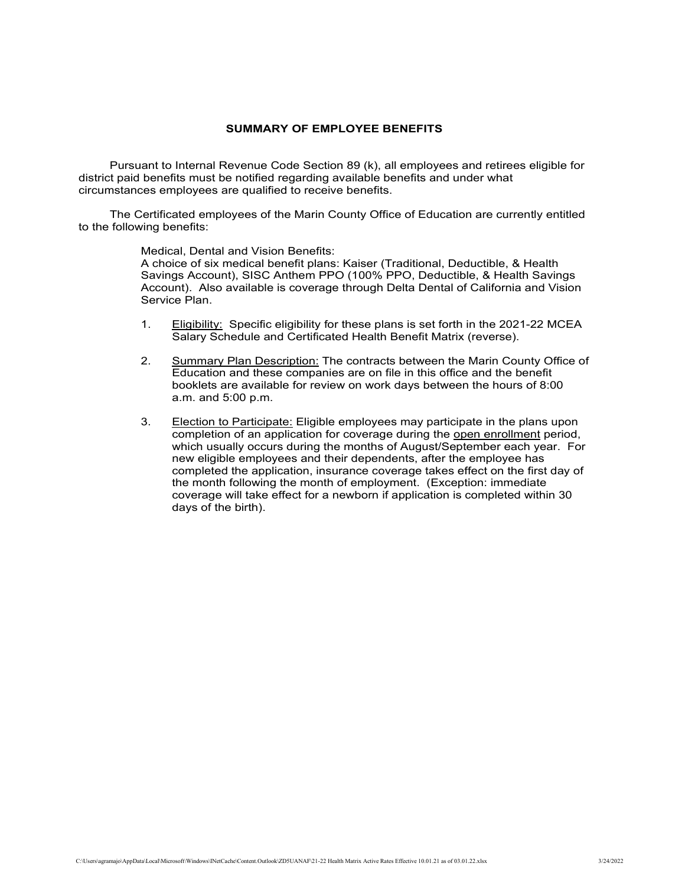## SUMMARY OF EMPLOYEE BENEFITS

Pursuant to Internal Revenue Code Section 89 (k), all employees and retirees eligible for district paid benefits must be notified regarding available benefits and under what circumstances employees are qualified to receive benefits.

The Certificated employees of the Marin County Office of Education are currently entitled to the following benefits:

Medical, Dental and Vision Benefits:
A choice of six medical benefit plans: Kaiser (Traditional, Deductible, & Health Savings Account), SISC Anthem PPO (100% PPO, Deductible, & Health Savings Account). Also available is coverage through Delta Dental of California and Vision Service Plan.

1. Eligibility: Specific eligibility for these plans is set forth in the 2021-22 MCEA Salary Schedule and Certificated Health Benefit Matrix (reverse).

2. Summary Plan Description: The contracts between the Marin County Office of Education and these companies are on file in this office and the benefit booklets are available for review on work days between the hours of 8:00 a.m. and 5:00 p.m.

3. Election to Participate: Eligible employees may participate in the plans upon completion of an application for coverage during the open enrollment period, which usually occurs during the months of August/September each year. For new eligible employees and their dependents, after the employee has completed the application, insurance coverage takes effect on the first day of the month following the month of employment. (Exception: immediate coverage will take effect for a newborn if application is completed within 30 days of the birth).